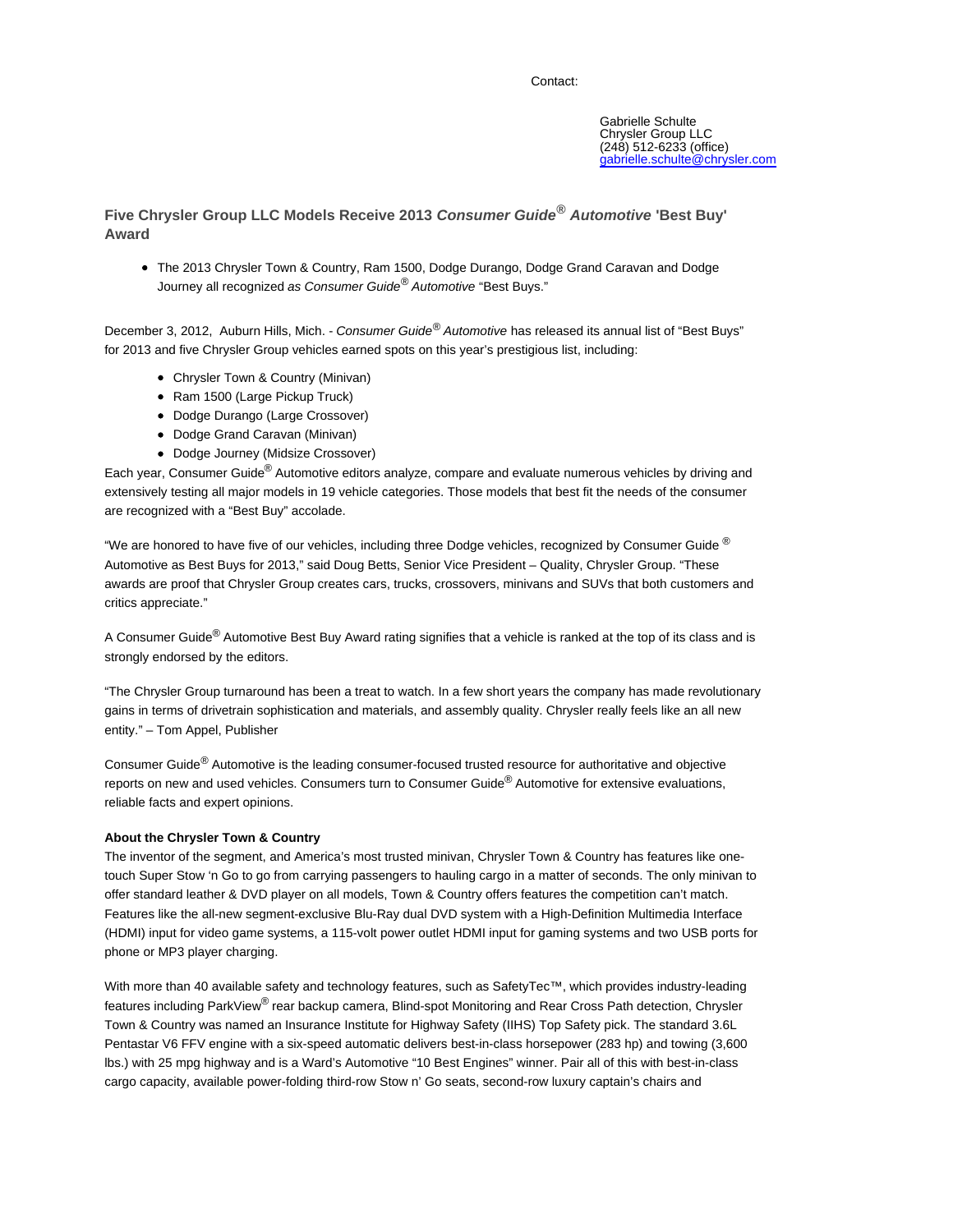Contact:

Gabrielle Schulte
Chrysler Group LLC
(248) 512-6233 (office)
gabrielle.schulte@chrysler.com

## Five Chrysler Group LLC Models Receive 2013 *Consumer Guide® Automotive* 'Best Buy' Award

- The 2013 Chrysler Town & Country, Ram 1500, Dodge Durango, Dodge Grand Caravan and Dodge Journey all recognized *as Consumer Guide® Automotive* "Best Buys."

December 3, 2012, Auburn Hills, Mich. - *Consumer Guide® Automotive* has released its annual list of "Best Buys" for 2013 and five Chrysler Group vehicles earned spots on this year's prestigious list, including:

- Chrysler Town & Country (Minivan)
- Ram 1500 (Large Pickup Truck)
- Dodge Durango (Large Crossover)
- Dodge Grand Caravan (Minivan)
- Dodge Journey (Midsize Crossover)

Each year, Consumer Guide® Automotive editors analyze, compare and evaluate numerous vehicles by driving and extensively testing all major models in 19 vehicle categories. Those models that best fit the needs of the consumer are recognized with a "Best Buy" accolade.

"We are honored to have five of our vehicles, including three Dodge vehicles, recognized by Consumer Guide ® Automotive as Best Buys for 2013," said Doug Betts, Senior Vice President – Quality, Chrysler Group. "These awards are proof that Chrysler Group creates cars, trucks, crossovers, minivans and SUVs that both customers and critics appreciate."

A Consumer Guide® Automotive Best Buy Award rating signifies that a vehicle is ranked at the top of its class and is strongly endorsed by the editors.

"The Chrysler Group turnaround has been a treat to watch. In a few short years the company has made revolutionary gains in terms of drivetrain sophistication and materials, and assembly quality. Chrysler really feels like an all new entity." – Tom Appel, Publisher

Consumer Guide® Automotive is the leading consumer-focused trusted resource for authoritative and objective reports on new and used vehicles. Consumers turn to Consumer Guide® Automotive for extensive evaluations, reliable facts and expert opinions.

**About the Chrysler Town & Country**

The inventor of the segment, and America's most trusted minivan, Chrysler Town & Country has features like one-touch Super Stow 'n Go to go from carrying passengers to hauling cargo in a matter of seconds. The only minivan to offer standard leather & DVD player on all models, Town & Country offers features the competition can't match. Features like the all-new segment-exclusive Blu-Ray dual DVD system with a High-Definition Multimedia Interface (HDMI) input for video game systems, a 115-volt power outlet HDMI input for gaming systems and two USB ports for phone or MP3 player charging.

With more than 40 available safety and technology features, such as SafetyTec™, which provides industry-leading features including ParkView® rear backup camera, Blind-spot Monitoring and Rear Cross Path detection, Chrysler Town & Country was named an Insurance Institute for Highway Safety (IIHS) Top Safety pick. The standard 3.6L Pentastar V6 FFV engine with a six-speed automatic delivers best-in-class horsepower (283 hp) and towing (3,600 lbs.) with 25 mpg highway and is a Ward's Automotive "10 Best Engines" winner. Pair all of this with best-in-class cargo capacity, available power-folding third-row Stow n' Go seats, second-row luxury captain's chairs and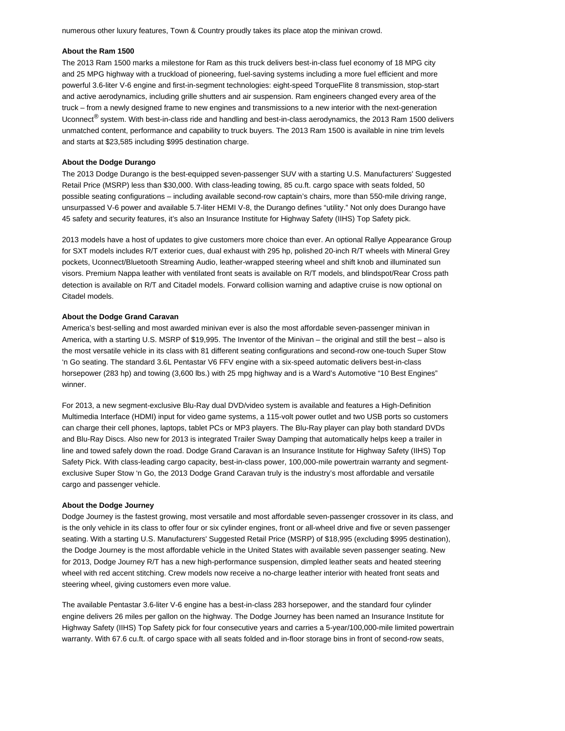numerous other luxury features, Town & Country proudly takes its place atop the minivan crowd.

**About the Ram 1500**

The 2013 Ram 1500 marks a milestone for Ram as this truck delivers best-in-class fuel economy of 18 MPG city and 25 MPG highway with a truckload of pioneering, fuel-saving systems including a more fuel efficient and more powerful 3.6-liter V-6 engine and first-in-segment technologies: eight-speed TorqueFlite 8 transmission, stop-start and active aerodynamics, including grille shutters and air suspension. Ram engineers changed every area of the truck – from a newly designed frame to new engines and transmissions to a new interior with the next-generation Uconnect® system. With best-in-class ride and handling and best-in-class aerodynamics, the 2013 Ram 1500 delivers unmatched content, performance and capability to truck buyers. The 2013 Ram 1500 is available in nine trim levels and starts at $23,585 including $995 destination charge.

**About the Dodge Durango**

The 2013 Dodge Durango is the best-equipped seven-passenger SUV with a starting U.S. Manufacturers' Suggested Retail Price (MSRP) less than $30,000. With class-leading towing, 85 cu.ft. cargo space with seats folded, 50 possible seating configurations – including available second-row captain's chairs, more than 550-mile driving range, unsurpassed V-6 power and available 5.7-liter HEMI V-8, the Durango defines "utility." Not only does Durango have 45 safety and security features, it's also an Insurance Institute for Highway Safety (IIHS) Top Safety pick.

2013 models have a host of updates to give customers more choice than ever. An optional Rallye Appearance Group for SXT models includes R/T exterior cues, dual exhaust with 295 hp, polished 20-inch R/T wheels with Mineral Grey pockets, Uconnect/Bluetooth Streaming Audio, leather-wrapped steering wheel and shift knob and illuminated sun visors. Premium Nappa leather with ventilated front seats is available on R/T models, and blindspot/Rear Cross path detection is available on R/T and Citadel models. Forward collision warning and adaptive cruise is now optional on Citadel models.

**About the Dodge Grand Caravan**

America's best-selling and most awarded minivan ever is also the most affordable seven-passenger minivan in America, with a starting U.S. MSRP of $19,995. The Inventor of the Minivan – the original and still the best – also is the most versatile vehicle in its class with 81 different seating configurations and second-row one-touch Super Stow 'n Go seating. The standard 3.6L Pentastar V6 FFV engine with a six-speed automatic delivers best-in-class horsepower (283 hp) and towing (3,600 lbs.) with 25 mpg highway and is a Ward's Automotive "10 Best Engines" winner.

For 2013, a new segment-exclusive Blu-Ray dual DVD/video system is available and features a High-Definition Multimedia Interface (HDMI) input for video game systems, a 115-volt power outlet and two USB ports so customers can charge their cell phones, laptops, tablet PCs or MP3 players. The Blu-Ray player can play both standard DVDs and Blu-Ray Discs. Also new for 2013 is integrated Trailer Sway Damping that automatically helps keep a trailer in line and towed safely down the road. Dodge Grand Caravan is an Insurance Institute for Highway Safety (IIHS) Top Safety Pick. With class-leading cargo capacity, best-in-class power, 100,000-mile powertrain warranty and segment-exclusive Super Stow 'n Go, the 2013 Dodge Grand Caravan truly is the industry's most affordable and versatile cargo and passenger vehicle.

**About the Dodge Journey**

Dodge Journey is the fastest growing, most versatile and most affordable seven-passenger crossover in its class, and is the only vehicle in its class to offer four or six cylinder engines, front or all-wheel drive and five or seven passenger seating. With a starting U.S. Manufacturers' Suggested Retail Price (MSRP) of $18,995 (excluding $995 destination), the Dodge Journey is the most affordable vehicle in the United States with available seven passenger seating. New for 2013, Dodge Journey R/T has a new high-performance suspension, dimpled leather seats and heated steering wheel with red accent stitching. Crew models now receive a no-charge leather interior with heated front seats and steering wheel, giving customers even more value.

The available Pentastar 3.6-liter V-6 engine has a best-in-class 283 horsepower, and the standard four cylinder engine delivers 26 miles per gallon on the highway. The Dodge Journey has been named an Insurance Institute for Highway Safety (IIHS) Top Safety pick for four consecutive years and carries a 5-year/100,000-mile limited powertrain warranty. With 67.6 cu.ft. of cargo space with all seats folded and in-floor storage bins in front of second-row seats,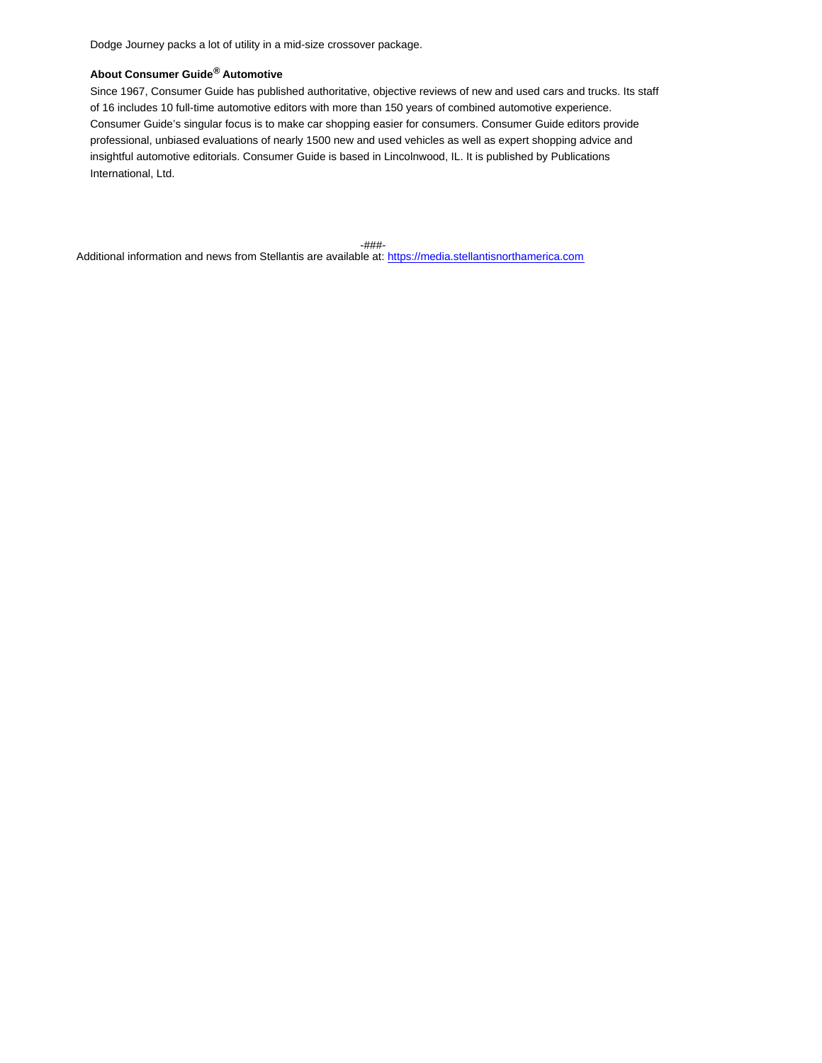Dodge Journey packs a lot of utility in a mid-size crossover package.

**About Consumer Guide® Automotive**

Since 1967, Consumer Guide has published authoritative, objective reviews of new and used cars and trucks. Its staff of 16 includes 10 full-time automotive editors with more than 150 years of combined automotive experience. Consumer Guide's singular focus is to make car shopping easier for consumers. Consumer Guide editors provide professional, unbiased evaluations of nearly 1500 new and used vehicles as well as expert shopping advice and insightful automotive editorials. Consumer Guide is based in Lincolnwood, IL. It is published by Publications International, Ltd.

-###-

Additional information and news from Stellantis are available at: https://media.stellantisnorthamerica.com